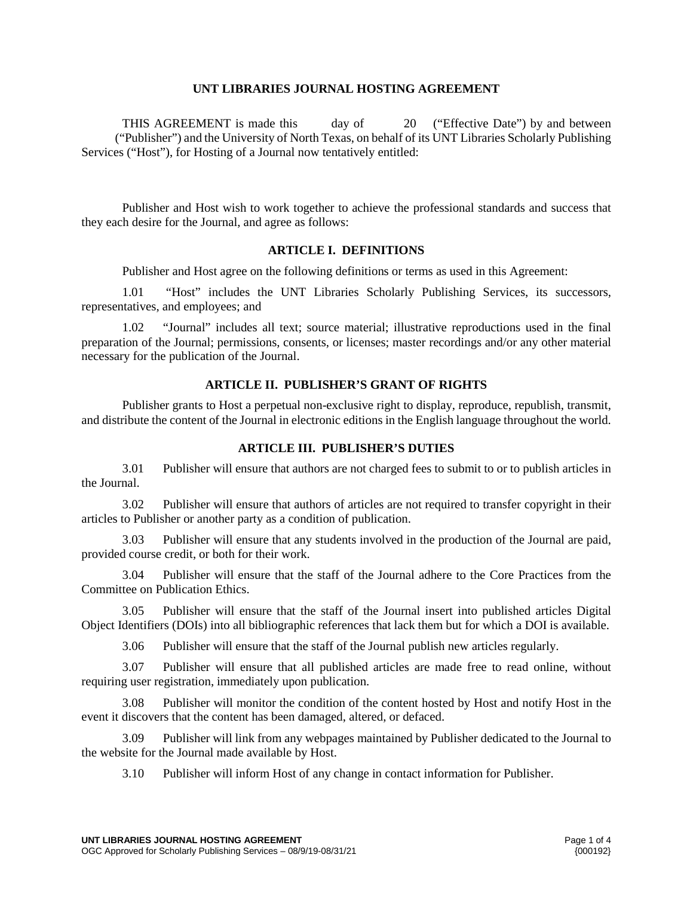# UNT LIBRARIES JOURNAL HOSTING AGREEMENT

THIS AGREEMENT is made this day of 20 ("Effective Date") by and between ("Publisher") and the University of North Texas, on behalf of its UNT Libraries Scholarly Publishing Services ("Host"), for Hosting of a Journal now tentatively entitled:

Publisher and Host wish to work together to achieve the professional standards and success that they each desire for the Journal, and agree as follows:

## ARTICLE I. DEFINITIONS

Publisher and Host agree on the following definitions or terms as used in this Agreement:

1.01 "Host" includes the UNT Libraries Scholarly Publishing Services, its successors, representatives, and employees; and

1.02 "Journal" includes all text; source material; illustrative reproductions used in the final preparation of the Journal; permissions, consents, or licenses; master recordings and/or any other material necessary for the publication of the Journal.

## ARTICLE II. PUBLISHER'S GRANT OF RIGHTS

Publisher grants to Host a perpetual non-exclusive right to display, reproduce, republish, transmit, and distribute the content of the Journal in electronic editions in the English language throughout the world.

## ARTICLE III. PUBLISHER'S DUTIES

3.01 Publisher will ensure that authors are not charged fees to submit to or to publish articles in the Journal.

3.02 Publisher will ensure that authors of articles are not required to transfer copyright in their articles to Publisher or another party as a condition of publication.

3.03 Publisher will ensure that any students involved in the production of the Journal are paid, provided course credit, or both for their work.

3.04 Publisher will ensure that the staff of the Journal adhere to the Core Practices from the Committee on Publication Ethics.

3.05 Publisher will ensure that the staff of the Journal insert into published articles Digital Object Identifiers (DOIs) into all bibliographic references that lack them but for which a DOI is available.

3.06 Publisher will ensure that the staff of the Journal publish new articles regularly.

3.07 Publisher will ensure that all published articles are made free to read online, without requiring user registration, immediately upon publication.

3.08 Publisher will monitor the condition of the content hosted by Host and notify Host in the event it discovers that the content has been damaged, altered, or defaced.

3.09 Publisher will link from any webpages maintained by Publisher dedicated to the Journal to the website for the Journal made available by Host.

3.10 Publisher will inform Host of any change in contact information for Publisher.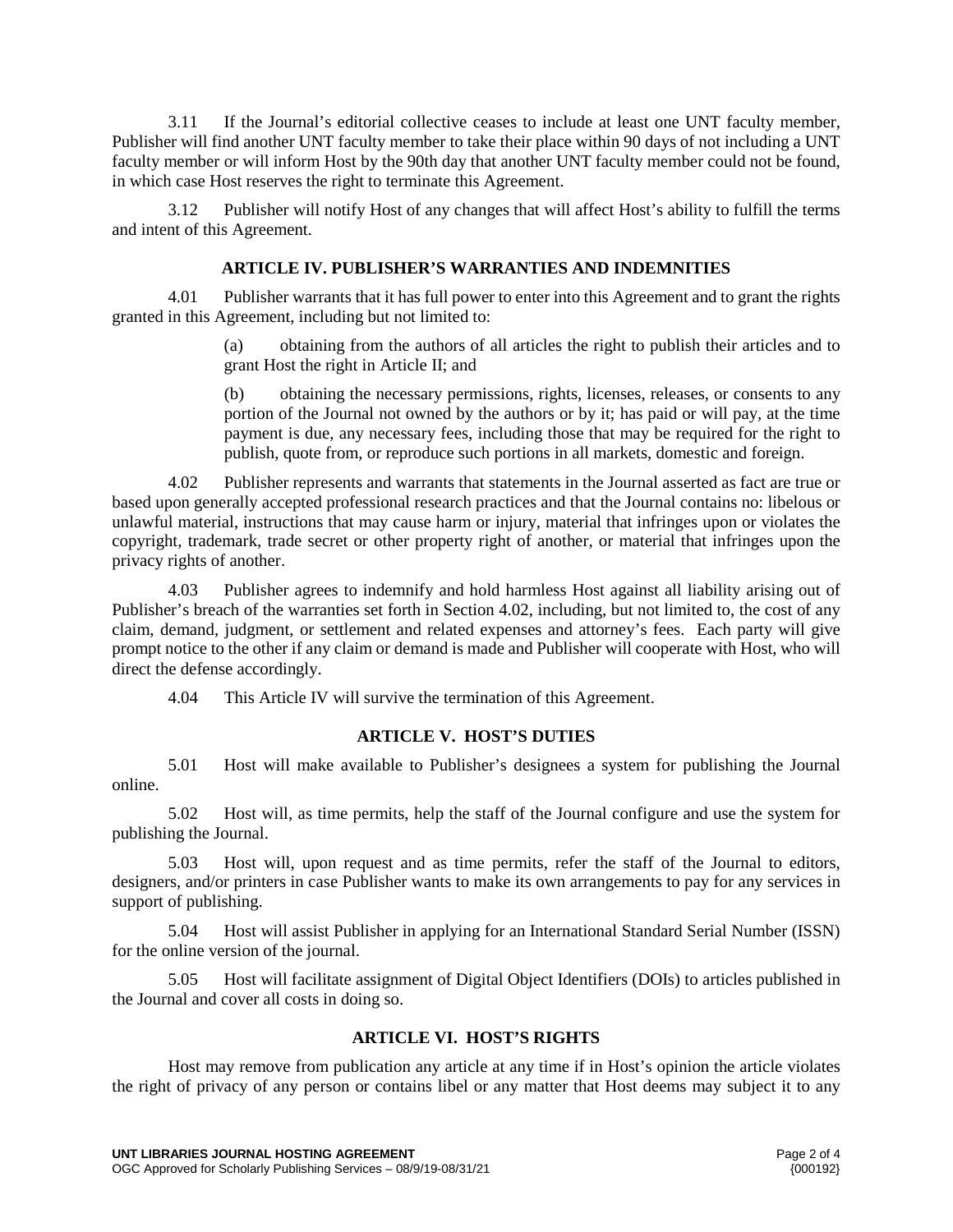3.11 If the Journal's editorial collective ceases to include at least one UNT faculty member, Publisher will find another UNT faculty member to take their place within 90 days of not including a UNT faculty member or will inform Host by the 90th day that another UNT faculty member could not be found, in which case Host reserves the right to terminate this Agreement.

3.12 Publisher will notify Host of any changes that will affect Host's ability to fulfill the terms and intent of this Agreement.

## ARTICLE IV. PUBLISHER'S WARRANTIES AND INDEMNITIES

4.01 Publisher warrants that it has full power to enter into this Agreement and to grant the rights granted in this Agreement, including but not limited to:

> (a) obtaining from the authors of all articles the right to publish their articles and to grant Host the right in Article II; and
>
> (b) obtaining the necessary permissions, rights, licenses, releases, or consents to any portion of the Journal not owned by the authors or by it; has paid or will pay, at the time payment is due, any necessary fees, including those that may be required for the right to publish, quote from, or reproduce such portions in all markets, domestic and foreign.

4.02 Publisher represents and warrants that statements in the Journal asserted as fact are true or based upon generally accepted professional research practices and that the Journal contains no: libelous or unlawful material, instructions that may cause harm or injury, material that infringes upon or violates the copyright, trademark, trade secret or other property right of another, or material that infringes upon the privacy rights of another.

4.03 Publisher agrees to indemnify and hold harmless Host against all liability arising out of Publisher's breach of the warranties set forth in Section 4.02, including, but not limited to, the cost of any claim, demand, judgment, or settlement and related expenses and attorney's fees. Each party will give prompt notice to the other if any claim or demand is made and Publisher will cooperate with Host, who will direct the defense accordingly.

4.04 This Article IV will survive the termination of this Agreement.

## ARTICLE V. HOST'S DUTIES

5.01 Host will make available to Publisher's designees a system for publishing the Journal online.

5.02 Host will, as time permits, help the staff of the Journal configure and use the system for publishing the Journal.

5.03 Host will, upon request and as time permits, refer the staff of the Journal to editors, designers, and/or printers in case Publisher wants to make its own arrangements to pay for any services in support of publishing.

5.04 Host will assist Publisher in applying for an International Standard Serial Number (ISSN) for the online version of the journal.

5.05 Host will facilitate assignment of Digital Object Identifiers (DOIs) to articles published in the Journal and cover all costs in doing so.

## ARTICLE VI. HOST'S RIGHTS

Host may remove from publication any article at any time if in Host's opinion the article violates the right of privacy of any person or contains libel or any matter that Host deems may subject it to any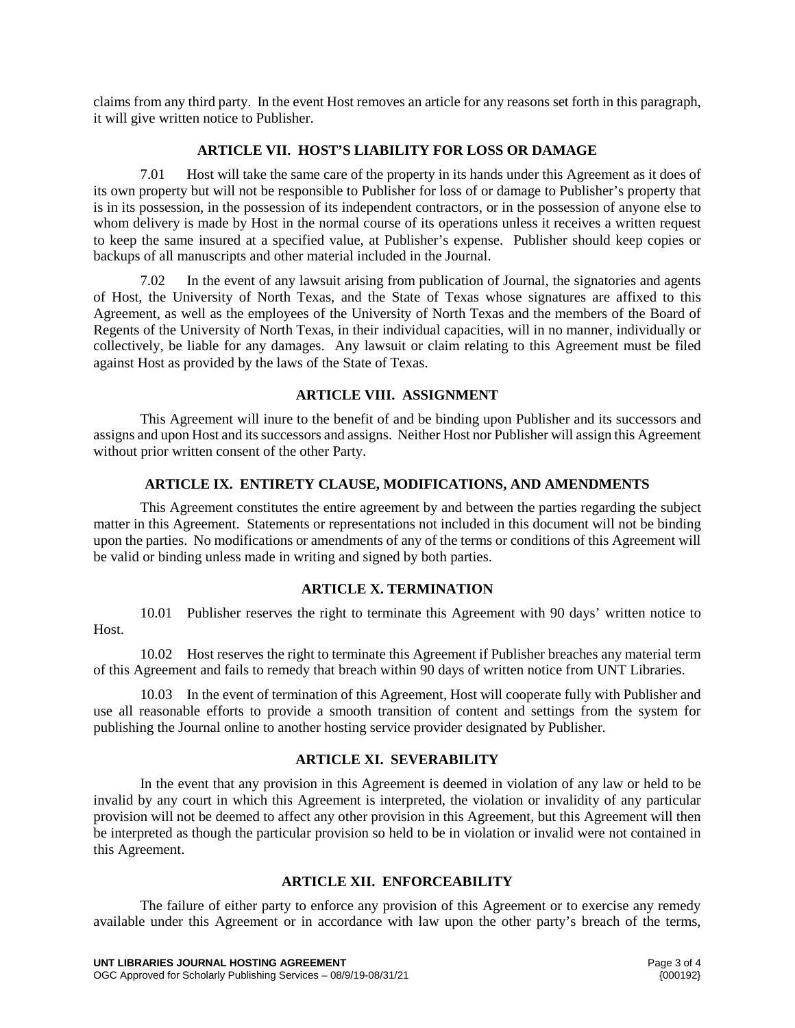claims from any third party. In the event Host removes an article for any reasons set forth in this paragraph, it will give written notice to Publisher.

## ARTICLE VII. HOST'S LIABILITY FOR LOSS OR DAMAGE

7.01 Host will take the same care of the property in its hands under this Agreement as it does of its own property but will not be responsible to Publisher for loss of or damage to Publisher's property that is in its possession, in the possession of its independent contractors, or in the possession of anyone else to whom delivery is made by Host in the normal course of its operations unless it receives a written request to keep the same insured at a specified value, at Publisher's expense. Publisher should keep copies or backups of all manuscripts and other material included in the Journal.

7.02 In the event of any lawsuit arising from publication of Journal, the signatories and agents of Host, the University of North Texas, and the State of Texas whose signatures are affixed to this Agreement, as well as the employees of the University of North Texas and the members of the Board of Regents of the University of North Texas, in their individual capacities, will in no manner, individually or collectively, be liable for any damages. Any lawsuit or claim relating to this Agreement must be filed against Host as provided by the laws of the State of Texas.

## ARTICLE VIII. ASSIGNMENT

This Agreement will inure to the benefit of and be binding upon Publisher and its successors and assigns and upon Host and its successors and assigns. Neither Host nor Publisher will assign this Agreement without prior written consent of the other Party.

## ARTICLE IX. ENTIRETY CLAUSE, MODIFICATIONS, AND AMENDMENTS

This Agreement constitutes the entire agreement by and between the parties regarding the subject matter in this Agreement. Statements or representations not included in this document will not be binding upon the parties. No modifications or amendments of any of the terms or conditions of this Agreement will be valid or binding unless made in writing and signed by both parties.

## ARTICLE X. TERMINATION

10.01 Publisher reserves the right to terminate this Agreement with 90 days' written notice to Host.

10.02 Host reserves the right to terminate this Agreement if Publisher breaches any material term of this Agreement and fails to remedy that breach within 90 days of written notice from UNT Libraries.

10.03 In the event of termination of this Agreement, Host will cooperate fully with Publisher and use all reasonable efforts to provide a smooth transition of content and settings from the system for publishing the Journal online to another hosting service provider designated by Publisher.

## ARTICLE XI. SEVERABILITY

In the event that any provision in this Agreement is deemed in violation of any law or held to be invalid by any court in which this Agreement is interpreted, the violation or invalidity of any particular provision will not be deemed to affect any other provision in this Agreement, but this Agreement will then be interpreted as though the particular provision so held to be in violation or invalid were not contained in this Agreement.

## ARTICLE XII. ENFORCEABILITY

The failure of either party to enforce any provision of this Agreement or to exercise any remedy available under this Agreement or in accordance with law upon the other party's breach of the terms,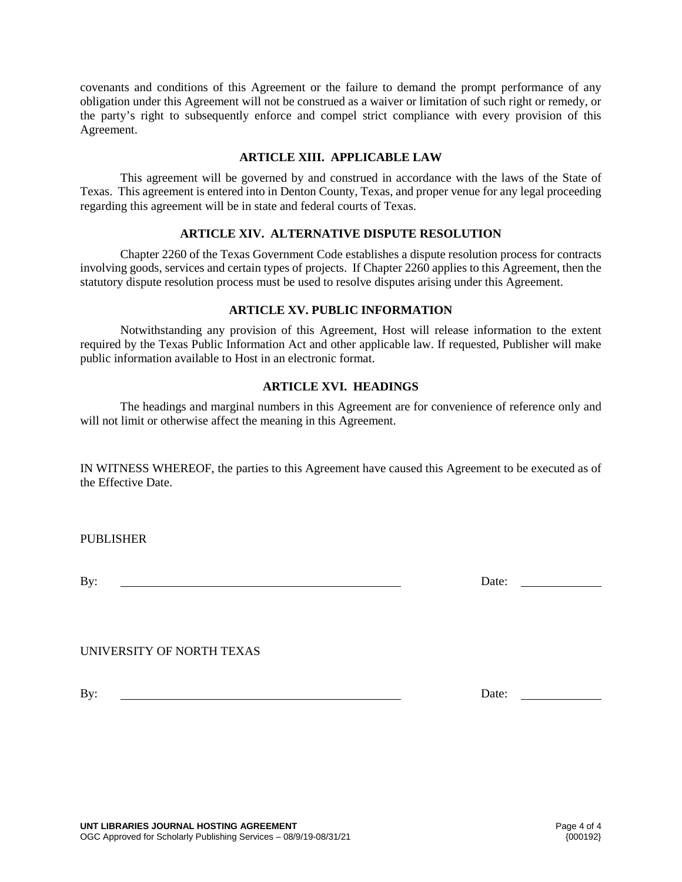covenants and conditions of this Agreement or the failure to demand the prompt performance of any obligation under this Agreement will not be construed as a waiver or limitation of such right or remedy, or the party's right to subsequently enforce and compel strict compliance with every provision of this Agreement.

## ARTICLE XIII. APPLICABLE LAW

This agreement will be governed by and construed in accordance with the laws of the State of Texas. This agreement is entered into in Denton County, Texas, and proper venue for any legal proceeding regarding this agreement will be in state and federal courts of Texas.

## ARTICLE XIV. ALTERNATIVE DISPUTE RESOLUTION

Chapter 2260 of the Texas Government Code establishes a dispute resolution process for contracts involving goods, services and certain types of projects. If Chapter 2260 applies to this Agreement, then the statutory dispute resolution process must be used to resolve disputes arising under this Agreement.

## ARTICLE XV. PUBLIC INFORMATION

Notwithstanding any provision of this Agreement, Host will release information to the extent required by the Texas Public Information Act and other applicable law. If requested, Publisher will make public information available to Host in an electronic format.

## ARTICLE XVI. HEADINGS

The headings and marginal numbers in this Agreement are for convenience of reference only and will not limit or otherwise affect the meaning in this Agreement.

IN WITNESS WHEREOF, the parties to this Agreement have caused this Agreement to be executed as of the Effective Date.

PUBLISHER

By: \_\_\_\_\_\_\_\_\_\_\_\_\_\_\_\_\_\_\_\_\_\_\_\_\_\_\_\_\_\_\_\_\_\_\_\_ Date: \_\_\_\_\_\_\_\_\_\_

UNIVERSITY OF NORTH TEXAS

By: \_\_\_\_\_\_\_\_\_\_\_\_\_\_\_\_\_\_\_\_\_\_\_\_\_\_\_\_\_\_\_\_\_\_\_\_ Date: \_\_\_\_\_\_\_\_\_\_